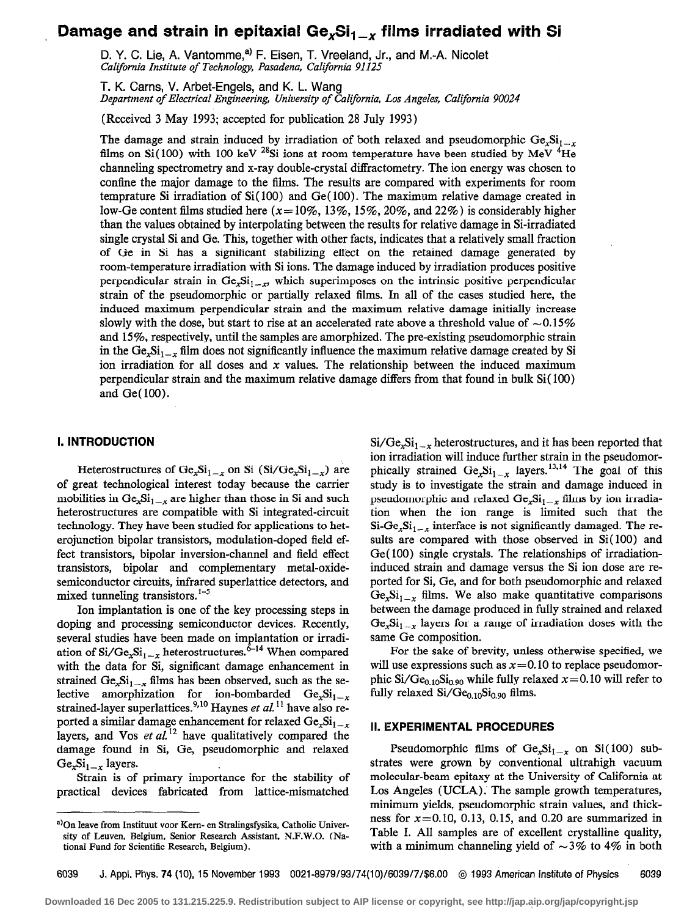# Damage and strain in epitaxial $Ge_xSi_{1-x}$ films irradiated with Si

D. Y. C. Lie, A. Vantomme,[a] F. Eisen, T. Vreeland, Jr., and M.-A. Nicolet
*California Institute of Technology, Pasadena, California 91125*

T. K. Carns, V. Arbet-Engels, and K. L. Wang
*Department of Electrical Engineering, University of California, Los Angeles, California 90024*

(Received 3 May 1993; accepted for publication 28 July 1993)

The damage and strain induced by irradiation of both relaxed and pseudomorphic $Ge_xSi_{1-x}$ films on Si(100) with 100 keV $^{28}Si$ ions at room temperature have been studied by MeV $^4He$ channeling spectrometry and x-ray double-crystal diffractometry. The ion energy was chosen to confine the major damage to the films. The results are compared with experiments for room temprature Si irradiation of Si(100) and Ge(100). The maximum relative damage created in low-Ge content films studied here ($x$=10%, 13%, 15%, 20%, and 22%) is considerably higher than the values obtained by interpolating between the results for relative damage in Si-irradiated single crystal Si and Ge. This, together with other facts, indicates that a relatively small fraction of Ge in Si has a significant stabilizing effect on the retained damage generated by room-temperature irradiation with Si ions. The damage induced by irradiation produces positive perpendicular strain in $Ge_xSi_{1-x}$, which superimposes on the intrinsic positive perpendicular strain of the pseudomorphic or partially relaxed films. In all of the cases studied here, the induced maximum perpendicular strain and the maximum relative damage initially increase slowly with the dose, but start to rise at an accelerated rate above a threshold value of ~0.15% and 15%, respectively, until the samples are amorphized. The pre-existing pseudomorphic strain in the $Ge_xSi_{1-x}$ film does not significantly influence the maximum relative damage created by Si ion irradiation for all doses and $x$ values. The relationship between the induced maximum perpendicular strain and the maximum relative damage differs from that found in bulk Si(100) and Ge(100).

## I. INTRODUCTION

Heterostructures of $Ge_xSi_{1-x}$ on Si ($Si/Ge_xSi_{1-x}$) are of great technological interest today because the carrier mobilities in $Ge_xSi_{1-x}$ are higher than those in Si and such heterostructures are compatible with Si integrated-circuit technology. They have been studied for applications to heterojunction bipolar transistors, modulation-doped field effect transistors, bipolar inversion-channel and field effect transistors, bipolar and complementary metal-oxide-semiconductor circuits, infrared superlattice detectors, and mixed tunneling transistors.[1-5]

Ion implantation is one of the key processing steps in doping and processing semiconductor devices. Recently, several studies have been made on implantation or irradiation of $Si/Ge_xSi_{1-x}$ heterostructures.[6-14] When compared with the data for Si, significant damage enhancement in strained $Ge_xSi_{1-x}$ films has been observed, such as the selective amorphization for ion-bombarded $Ge_xSi_{1-x}$ strained-layer superlattices.[9,10] Haynes *et al.*[11] have also reported a similar damage enhancement for relaxed $Ge_xSi_{1-x}$ layers, and Vos *et al.*[12] have qualitatively compared the damage found in Si, Ge, pseudomorphic and relaxed $Ge_xSi_{1-x}$ layers.

Strain is of primary importance for the stability of practical devices fabricated from lattice-mismatched $Si/Ge_xSi_{1-x}$ heterostructures, and it has been reported that ion irradiation will induce further strain in the pseudomorphically strained $Ge_xSi_{1-x}$ layers.[13,14] The goal of this study is to investigate the strain and damage induced in pseudomorphic and relaxed $Ge_xSi_{1-x}$ films by ion irradiation when the ion range is limited such that the $Si-Ge_xSi_{1-x}$ interface is not significantly damaged. The results are compared with those observed in Si(100) and Ge(100) single crystals. The relationships of irradiation-induced strain and damage versus the Si ion dose are reported for Si, Ge, and for both pseudomorphic and relaxed $Ge_xSi_{1-x}$ films. We also make quantitative comparisons between the damage produced in fully strained and relaxed $Ge_xSi_{1-x}$ layers for a range of irradiation doses with the same Ge composition.

For the sake of brevity, unless otherwise specified, we will use expressions such as $x$=0.10 to replace pseudomorphic $Si/Ge_{0.10}Si_{0.90}$ while fully relaxed $x$=0.10 will refer to fully relaxed $Si/Ge_{0.10}Si_{0.90}$ films.

## II. EXPERIMENTAL PROCEDURES

Pseudomorphic films of $Ge_xSi_{1-x}$ on Si(100) substrates were grown by conventional ultrahigh vacuum molecular-beam epitaxy at the University of California at Los Angeles (UCLA). The sample growth temperatures, minimum yields, pseudomorphic strain values, and thickness for $x$=0.10, 0.13, 0.15, and 0.20 are summarized in Table I. All samples are of excellent crystalline quality, with a minimum channeling yield of ~3% to 4% in both

[a] On leave from Instituut voor Kern- en Stralingsfysika, Catholic University of Leuven, Belgium. Senior Research Assistant, N.F.W.O. (National Fund for Scientific Research, Belgium).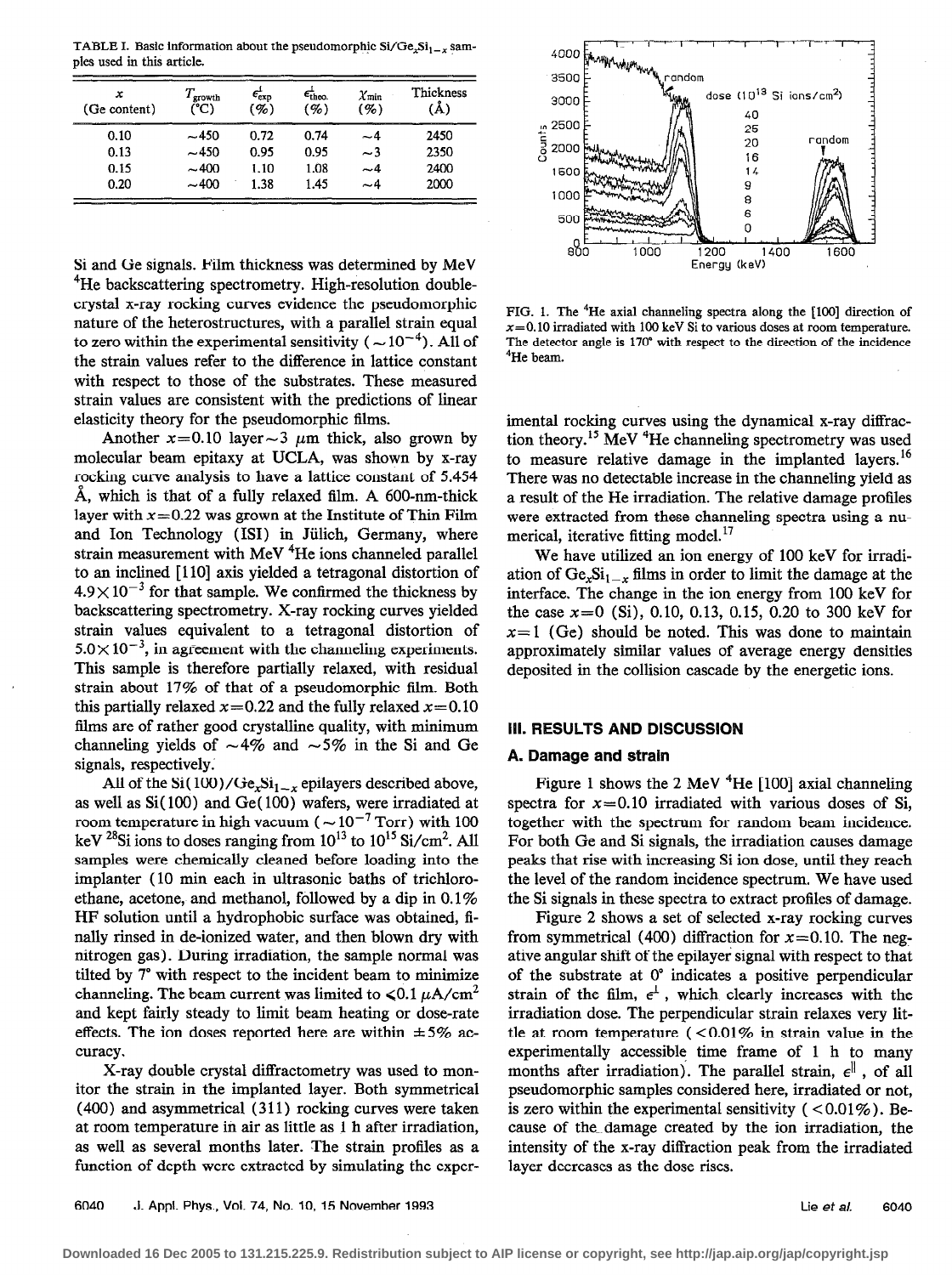TABLE I. Basic information about the pseudomorphic Si/$Ge_xSi_{1-x}$ samples used in this article.

| $x$ (Ge content) | $T_{growth}$ (°C) | $\epsilon^{\perp}_{exp}$ (%) | $\epsilon^{\perp}_{theo.}$ (%) | $\chi_{min}$ (%) | Thickness (Å) |
|---|---|---|---|---|---|
| 0.10 | ~450 | 0.72 | 0.74 | ~4 | 2450 |
| 0.13 | ~450 | 0.95 | 0.95 | ~3 | 2350 |
| 0.15 | ~400 | 1.10 | 1.08 | ~4 | 2400 |
| 0.20 | ~400 | 1.38 | 1.45 | ~4 | 2000 |

Si and Ge signals. Film thickness was determined by MeV $^4$He backscattering spectrometry. High-resolution double-crystal x-ray rocking curves evidence the pseudomorphic nature of the heterostructures, with a parallel strain equal to zero within the experimental sensitivity ($\sim 10^{-4}$). All of the strain values refer to the difference in lattice constant with respect to those of the substrates. These measured strain values are consistent with the predictions of linear elasticity theory for the pseudomorphic films.

Another $x=0.10$ layer ~3 μm thick, also grown by molecular beam epitaxy at UCLA, was shown by x-ray rocking curve analysis to have a lattice constant of 5.454 Å, which is that of a fully relaxed film. A 600-nm-thick layer with $x=0.22$ was grown at the Institute of Thin Film and Ion Technology (ISI) in Jülich, Germany, where strain measurement with MeV $^4$He ions channeled parallel to an inclined [110] axis yielded a tetragonal distortion of $4.9\times10^{-3}$ for that sample. We confirmed the thickness by backscattering spectrometry. X-ray rocking curves yielded strain values equivalent to a tetragonal distortion of $5.0\times10^{-3}$, in agreement with the channeling experiments. This sample is therefore partially relaxed, with residual strain about 17% of that of a pseudomorphic film. Both this partially relaxed $x=0.22$ and the fully relaxed $x=0.10$ films are of rather good crystalline quality, with minimum channeling yields of ~4% and ~5% in the Si and Ge signals, respectively.

All of the Si(100)/$Ge_xSi_{1-x}$ epilayers described above, as well as Si(100) and Ge(100) wafers, were irradiated at room temperature in high vacuum ($\sim 10^{-7}$ Torr) with 100 keV $^{28}$Si ions to doses ranging from $10^{13}$ to $10^{15}$ Si/cm$^2$. All samples were chemically cleaned before loading into the implanter (10 min each in ultrasonic baths of trichloroethane, acetone, and methanol, followed by a dip in 0.1% HF solution until a hydrophobic surface was obtained, finally rinsed in de-ionized water, and then blown dry with nitrogen gas). During irradiation, the sample normal was tilted by 7° with respect to the incident beam to minimize channeling. The beam current was limited to $\leqslant 0.1$ μA/cm$^2$ and kept fairly steady to limit beam heating or dose-rate effects. The ion doses reported here are within ±5% accuracy.

X-ray double crystal diffractometry was used to monitor the strain in the implanted layer. Both symmetrical (400) and asymmetrical (311) rocking curves were taken at room temperature in air as little as 1 h after irradiation, as well as several months later. The strain profiles as a function of depth were extracted by simulating the experimental rocking curves using the dynamical x-ray diffraction theory.[15] MeV $^4$He channeling spectrometry was used to measure relative damage in the implanted layers.[16] There was no detectable increase in the channeling yield as a result of the He irradiation. The relative damage profiles were extracted from these channeling spectra using a numerical, iterative fitting model.[17]

We have utilized an ion energy of 100 keV for irradiation of $Ge_xSi_{1-x}$ films in order to limit the damage at the interface. The change in the ion energy from 100 keV for the case $x=0$ (Si), 0.10, 0.13, 0.15, 0.20 to 300 keV for $x=1$ (Ge) should be noted. This was done to maintain approximately similar values of average energy densities deposited in the collision cascade by the energetic ions.

FIG. 1. The $^4$He axial channeling spectra along the [100] direction of $x=0.10$ irradiated with 100 keV Si to various doses at room temperature. The detector angle is 170° with respect to the direction of the incidence $^4$He beam.

## III. RESULTS AND DISCUSSION

### A. Damage and strain

Figure 1 shows the 2 MeV $^4$He [100] axial channeling spectra for $x=0.10$ irradiated with various doses of Si, together with the spectrum for random beam incidence. For both Ge and Si signals, the irradiation causes damage peaks that rise with increasing Si ion dose, until they reach the level of the random incidence spectrum. We have used the Si signals in these spectra to extract profiles of damage.

Figure 2 shows a set of selected x-ray rocking curves from symmetrical (400) diffraction for $x=0.10$. The negative angular shift of the epilayer signal with respect to that of the substrate at 0° indicates a positive perpendicular strain of the film, $\epsilon^{\perp}$, which clearly increases with the irradiation dose. The perpendicular strain relaxes very little at room temperature (<0.01% in strain value in the experimentally accessible time frame of 1 h to many months after irradiation). The parallel strain, $\epsilon^{\parallel}$, of all pseudomorphic samples considered here, irradiated or not, is zero within the experimental sensitivity (<0.01%). Because of the damage created by the ion irradiation, the intensity of the x-ray diffraction peak from the irradiated layer decreases as the dose rises.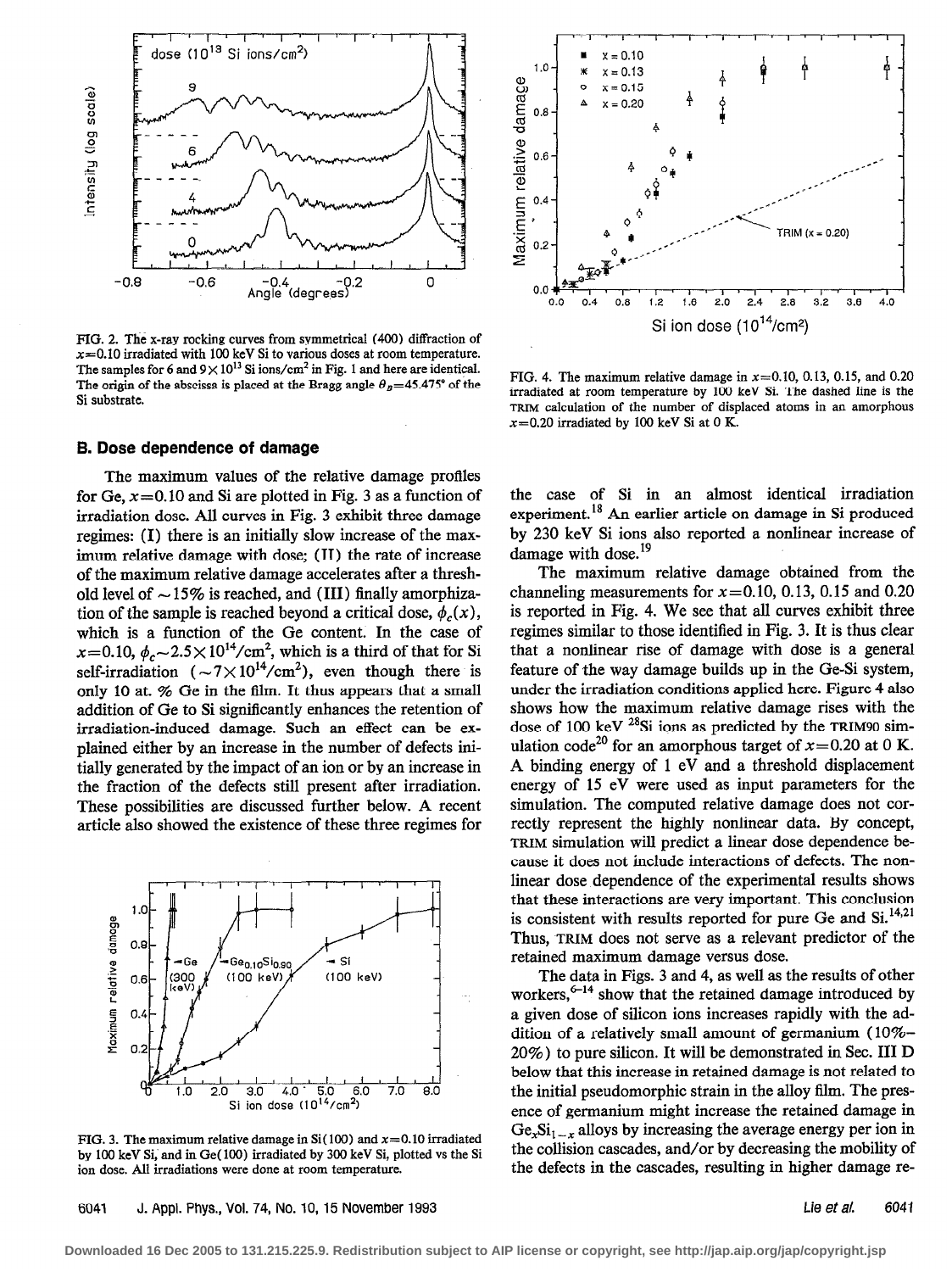FIG. 2. The x-ray rocking curves from symmetrical (400) diffraction of $x$=0.10 irradiated with 100 keV Si to various doses at room temperature. The samples for 6 and $9\times10^{13}$ Si ions/cm$^2$ in Fig. 1 and here are identical. The origin of the abscissa is placed at the Bragg angle $\theta_B$=45.475° of the Si substrate.

### B. Dose dependence of damage

The maximum values of the relative damage profiles for Ge, $x$=0.10 and Si are plotted in Fig. 3 as a function of irradiation dose. All curves in Fig. 3 exhibit three damage regimes: (I) there is an initially slow increase of the maximum relative damage with dose; (II) the rate of increase of the maximum relative damage accelerates after a threshold level of ~15% is reached, and (III) finally amorphization of the sample is reached beyond a critical dose, $\phi_c(x)$, which is a function of the Ge content. In the case of $x$=0.10, $\phi_c\sim2.5\times10^{14}$/cm$^2$, which is a third of that for Si self-irradiation ($\sim7\times10^{14}$/cm$^2$), even though there is only 10 at. % Ge in the film. It thus appears that a small addition of Ge to Si significantly enhances the retention of irradiation-induced damage. Such an effect can be explained either by an increase in the number of defects initially generated by the impact of an ion or by an increase in the fraction of the defects still present after irradiation. These possibilities are discussed further below. A recent article also showed the existence of these three regimes for the case of Si in an almost identical irradiation experiment.[18] An earlier article on damage in Si produced by 230 keV Si ions also reported a nonlinear increase of damage with dose.[19]

FIG. 3. The maximum relative damage in Si(100) and $x$=0.10 irradiated by 100 keV Si, and in Ge(100) irradiated by 300 keV Si, plotted vs the Si ion dose. All irradiations were done at room temperature.

FIG. 4. The maximum relative damage in $x$=0.10, 0.13, 0.15, and 0.20 irradiated at room temperature by 100 keV Si. The dashed line is the TRIM calculation of the number of displaced atoms in an amorphous $x$=0.20 irradiated by 100 keV Si at 0 K.

The maximum relative damage obtained from the channeling measurements for $x$=0.10, 0.13, 0.15 and 0.20 is reported in Fig. 4. We see that all curves exhibit three regimes similar to those identified in Fig. 3. It is thus clear that a nonlinear rise of damage with dose is a general feature of the way damage builds up in the Ge-Si system, under the irradiation conditions applied here. Figure 4 also shows how the maximum relative damage rises with the dose of 100 keV $^{28}$Si ions as predicted by the TRIM90 simulation code[20] for an amorphous target of $x$=0.20 at 0 K. A binding energy of 1 eV and a threshold displacement energy of 15 eV were used as input parameters for the simulation. The computed relative damage does not correctly represent the highly nonlinear data. By concept, TRIM simulation will predict a linear dose dependence because it does not include interactions of defects. The nonlinear dose dependence of the experimental results shows that these interactions are very important. This conclusion is consistent with results reported for pure Ge and Si.[14,21] Thus, TRIM does not serve as a relevant predictor of the retained maximum damage versus dose.

The data in Figs. 3 and 4, as well as the results of other workers,[6–14] show that the retained damage introduced by a given dose of silicon ions increases rapidly with the addition of a relatively small amount of germanium (10%–20%) to pure silicon. It will be demonstrated in Sec. III D below that this increase in retained damage is not related to the initial pseudomorphic strain in the alloy film. The presence of germanium might increase the retained damage in $Ge_xSi_{1-x}$ alloys by increasing the average energy per ion in the collision cascades, and/or by decreasing the mobility of the defects in the cascades, resulting in higher damage re-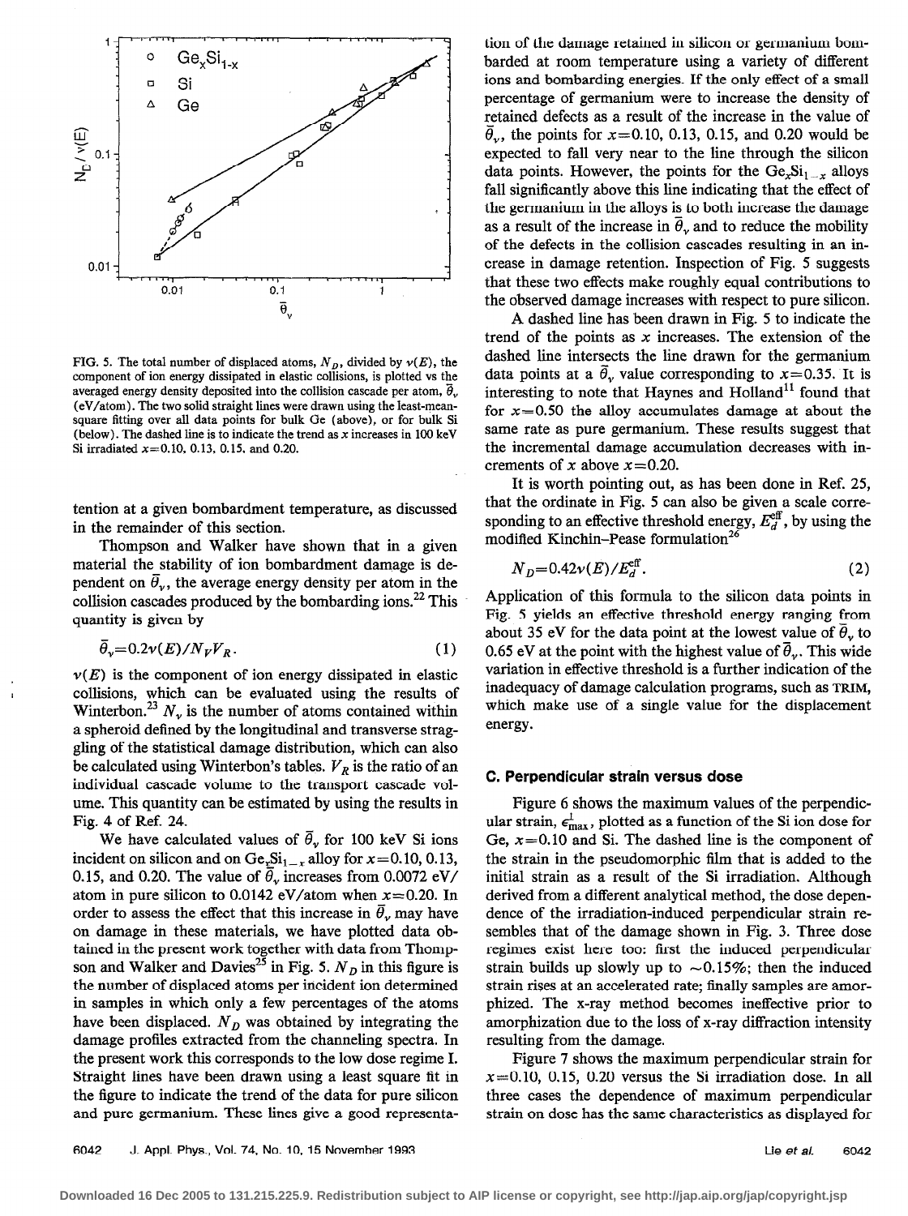FIG. 5. The total number of displaced atoms, $N_D$, divided by $\nu(E)$, the component of ion energy dissipated in elastic collisions, is plotted vs the averaged energy density deposited into the collision cascade per atom, $\bar{\theta}_v$ (eV/atom). The two solid straight lines were drawn using the least-mean-square fitting over all data points for bulk Ge (above), or for bulk Si (below). The dashed line is to indicate the trend as $x$ increases in 100 keV Si irradiated $x$=0.10, 0.13, 0.15, and 0.20.

tention at a given bombardment temperature, as discussed in the remainder of this section.

Thompson and Walker have shown that in a given material the stability of ion bombardment damage is dependent on $\bar{\theta}_v$, the average energy density per atom in the collision cascades produced by the bombarding ions.[22] This quantity is given by

$$\bar{\theta}_v = 0.2\nu(E)/N_V V_R. \tag{1}$$

$\nu(E)$ is the component of ion energy dissipated in elastic collisions, which can be evaluated using the results of Winterbon.[23] $N_v$ is the number of atoms contained within a spheroid defined by the longitudinal and transverse straggling of the statistical damage distribution, which can also be calculated using Winterbon's tables. $V_R$ is the ratio of an individual cascade volume to the transport cascade volume. This quantity can be estimated by using the results in Fig. 4 of Ref. 24.

We have calculated values of $\bar{\theta}_v$ for 100 keV Si ions incident on silicon and on $Ge_xSi_{1-x}$ alloy for $x$=0.10, 0.13, 0.15, and 0.20. The value of $\bar{\theta}_v$ increases from 0.0072 eV/atom in pure silicon to 0.0142 eV/atom when $x$=0.20. In order to assess the effect that this increase in $\bar{\theta}_v$ may have on damage in these materials, we have plotted data obtained in the present work together with data from Thompson and Walker and Davies[25] in Fig. 5. $N_D$ in this figure is the number of displaced atoms per incident ion determined in samples in which only a few percentages of the atoms have been displaced. $N_D$ was obtained by integrating the damage profiles extracted from the channeling spectra. In the present work this corresponds to the low dose regime I. Straight lines have been drawn using a least square fit in the figure to indicate the trend of the data for pure silicon and pure germanium. These lines give a good representation of the damage retained in silicon or germanium bombarded at room temperature using a variety of different ions and bombarding energies. If the only effect of a small percentage of germanium were to increase the density of retained defects as a result of the increase in the value of $\bar{\theta}_v$, the points for $x$=0.10, 0.13, 0.15, and 0.20 would be expected to fall very near to the line through the silicon data points. However, the points for the $Ge_xSi_{1-x}$ alloys fall significantly above this line indicating that the effect of the germanium in the alloys is to both increase the damage as a result of the increase in $\bar{\theta}_v$ and to reduce the mobility of the defects in the collision cascades resulting in an increase in damage retention. Inspection of Fig. 5 suggests that these two effects make roughly equal contributions to the observed damage increases with respect to pure silicon.

A dashed line has been drawn in Fig. 5 to indicate the trend of the points as $x$ increases. The extension of the dashed line intersects the line drawn for the germanium data points at a $\bar{\theta}_v$ value corresponding to $x$=0.35. It is interesting to note that Haynes and Holland[11] found that for $x$=0.50 the alloy accumulates damage at about the same rate as pure germanium. These results suggest that the incremental damage accumulation decreases with increments of $x$ above $x$=0.20.

It is worth pointing out, as has been done in Ref. 25, that the ordinate in Fig. 5 can also be given a scale corresponding to an effective threshold energy, $E_d^{\text{eff}}$, by using the modified Kinchin–Pease formulation[26]

$$N_D = 0.42\nu(E)/E_d^{\text{eff}}. \tag{2}$$

Application of this formula to the silicon data points in Fig. 5 yields an effective threshold energy ranging from about 35 eV for the data point at the lowest value of $\bar{\theta}_v$ to 0.65 eV at the point with the highest value of $\bar{\theta}_v$. This wide variation in effective threshold is a further indication of the inadequacy of damage calculation programs, such as TRIM, which make use of a single value for the displacement energy.

### C. Perpendicular strain versus dose

Figure 6 shows the maximum values of the perpendicular strain, $\epsilon_{\max}^{\perp}$, plotted as a function of the Si ion dose for Ge, $x$=0.10 and Si. The dashed line is the component of the strain in the pseudomorphic film that is added to the initial strain as a result of the Si irradiation. Although derived from a different analytical method, the dose dependence of the irradiation-induced perpendicular strain resembles that of the damage shown in Fig. 3. Three dose regimes exist here too: first the induced perpendicular strain builds up slowly up to ~0.15%; then the induced strain rises at an accelerated rate; finally samples are amorphized. The x-ray method becomes ineffective prior to amorphization due to the loss of x-ray diffraction intensity resulting from the damage.

Figure 7 shows the maximum perpendicular strain for $x$=0.10, 0.15, 0.20 versus the Si irradiation dose. In all three cases the dependence of maximum perpendicular strain on dose has the same characteristics as displayed for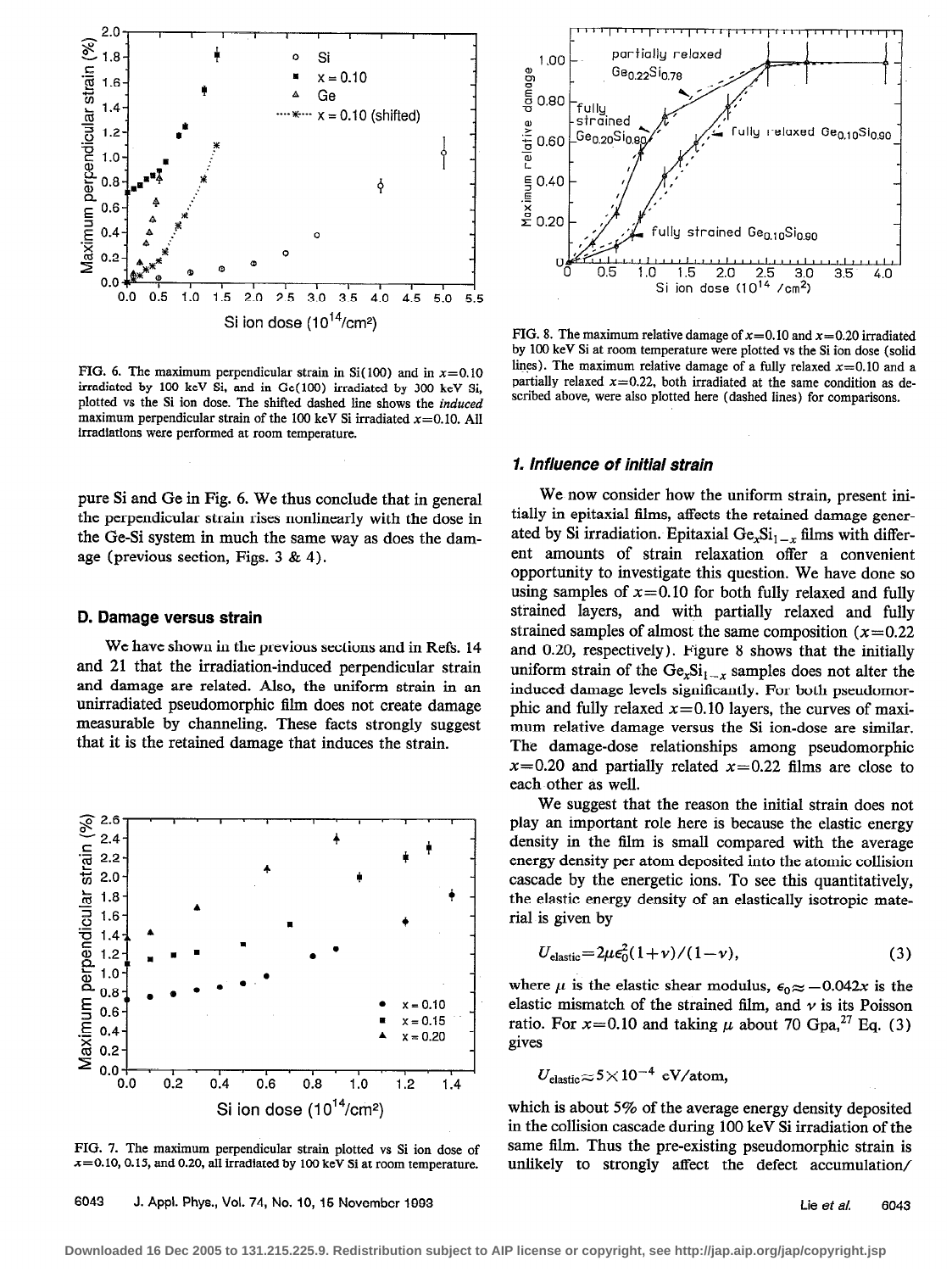FIG. 6. The maximum perpendicular strain in Si(100) and in $x=0.10$ irradiated by 100 keV Si, and in Ge(100) irradiated by 300 keV Si, plotted vs the Si ion dose. The shifted dashed line shows the *induced* maximum perpendicular strain of the 100 keV Si irradiated $x=0.10$. All irradiations were performed at room temperature.

pure Si and Ge in Fig. 6. We thus conclude that in general the perpendicular strain rises nonlinearly with the dose in the Ge-Si system in much the same way as does the damage (previous section, Figs. 3 & 4).

### D. Damage versus strain

We have shown in the previous sections and in Refs. 14 and 21 that the irradiation-induced perpendicular strain and damage are related. Also, the uniform strain in an unirradiated pseudomorphic film does not create damage measurable by channeling. These facts strongly suggest that it is the retained damage that induces the strain.

FIG. 7. The maximum perpendicular strain plotted vs Si ion dose of $x=0.10$, 0.15, and 0.20, all irradiated by 100 keV Si at room temperature.

FIG. 8. The maximum relative damage of $x=0.10$ and $x=0.20$ irradiated by 100 keV Si at room temperature were plotted vs the Si ion dose (solid lines). The maximum relative damage of a fully relaxed $x=0.10$ and a partially relaxed $x=0.22$, both irradiated at the same condition as described above, were also plotted here (dashed lines) for comparisons.

#### *1. Influence of initial strain*

We now consider how the uniform strain, present initially in epitaxial films, affects the retained damage generated by Si irradiation. Epitaxial $Ge_xSi_{1-x}$ films with different amounts of strain relaxation offer a convenient opportunity to investigate this question. We have done so using samples of $x=0.10$ for both fully relaxed and fully strained layers, and with partially relaxed and fully strained samples of almost the same composition ($x=0.22$ and 0.20, respectively). Figure 8 shows that the initially uniform strain of the $Ge_xSi_{1-x}$ samples does not alter the induced damage levels significantly. For both pseudomorphic and fully relaxed $x=0.10$ layers, the curves of maximum relative damage versus the Si ion-dose are similar. The damage-dose relationships among pseudomorphic $x=0.20$ and partially related $x=0.22$ films are close to each other as well.

We suggest that the reason the initial strain does not play an important role here is because the elastic energy density in the film is small compared with the average energy density per atom deposited into the atomic collision cascade by the energetic ions. To see this quantitatively, the elastic energy density of an elastically isotropic material is given by

$$U_{\text{elastic}}=2\mu\epsilon_0^2(1+\nu)/(1-\nu), \tag{3}$$

where $\mu$ is the elastic shear modulus, $\epsilon_0\approx-0.042x$ is the elastic mismatch of the strained film, and $\nu$ is its Poisson ratio. For $x=0.10$ and taking $\mu$ about 70 Gpa,[27] Eq. (3) gives

$$U_{\text{elastic}}\approx 5\times 10^{-4}\ \text{eV/atom},$$

which is about 5% of the average energy density deposited in the collision cascade during 100 keV Si irradiation of the same film. Thus the pre-existing pseudomorphic strain is unlikely to strongly affect the defect accumulation/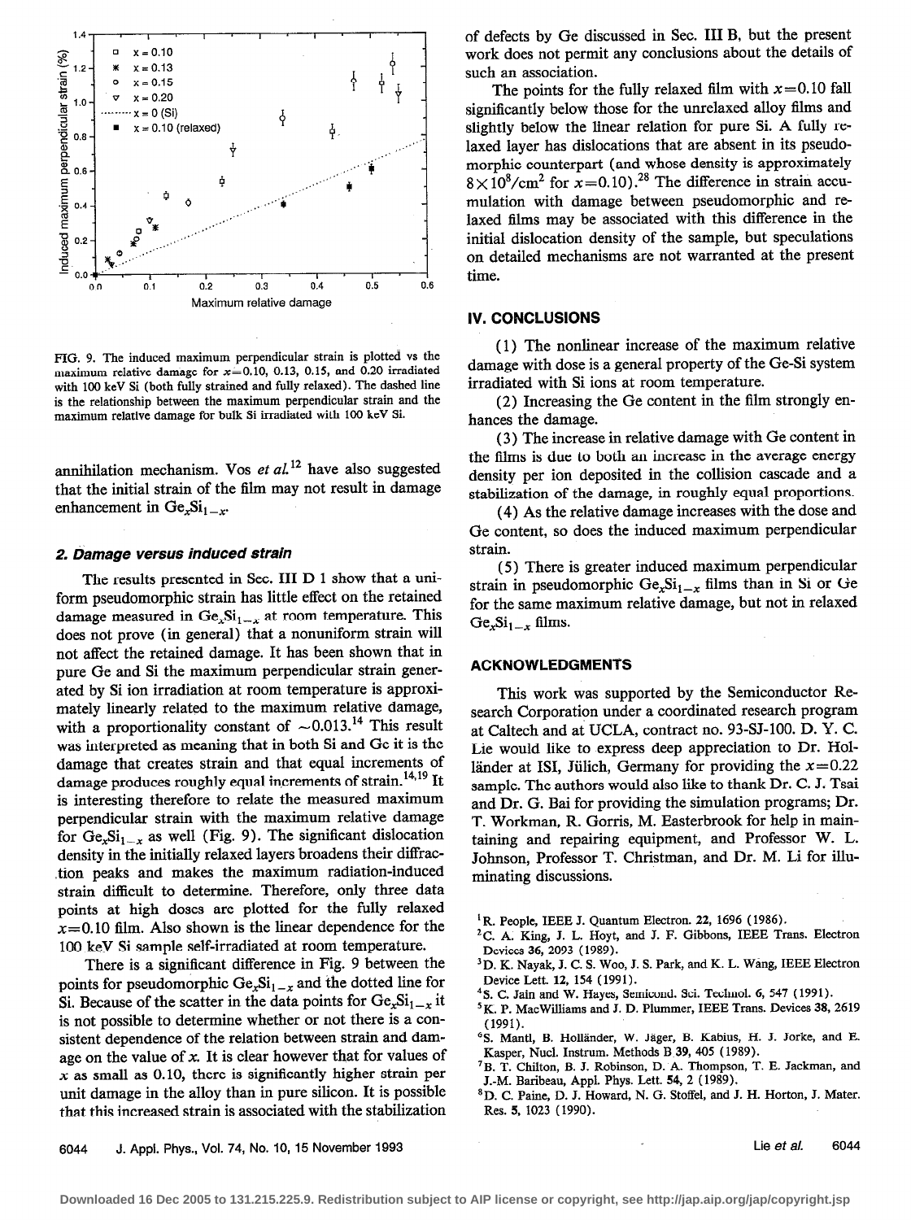FIG. 9. The induced maximum perpendicular strain is plotted vs the maximum relative damage for $x=0.10$, 0.13, 0.15, and 0.20 irradiated with 100 keV Si (both fully strained and fully relaxed). The dashed line is the relationship between the maximum perpendicular strain and the maximum relative damage for bulk Si irradiated with 100 keV Si.

annihilation mechanism. Vos *et al.*[12] have also suggested that the initial strain of the film may not result in damage enhancement in $Ge_xSi_{1-x}$.

### 2. Damage versus induced strain

The results presented in Sec. III D 1 show that a uniform pseudomorphic strain has little effect on the retained damage measured in $Ge_xSi_{1-x}$ at room temperature. This does not prove (in general) that a nonuniform strain will not affect the retained damage. It has been shown that in pure Ge and Si the maximum perpendicular strain generated by Si ion irradiation at room temperature is approximately linearly related to the maximum relative damage, with a proportionality constant of $\sim 0.013$.[14] This result was interpreted as meaning that in both Si and Ge it is the damage that creates strain and that equal increments of damage produces roughly equal increments of strain.[14,19] It is interesting therefore to relate the measured maximum perpendicular strain with the maximum relative damage for $Ge_xSi_{1-x}$ as well (Fig. 9). The significant dislocation density in the initially relaxed layers broadens their diffraction peaks and makes the maximum radiation-induced strain difficult to determine. Therefore, only three data points at high doses are plotted for the fully relaxed $x=0.10$ film. Also shown is the linear dependence for the 100 keV Si sample self-irradiated at room temperature.

There is a significant difference in Fig. 9 between the points for pseudomorphic $Ge_xSi_{1-x}$ and the dotted line for Si. Because of the scatter in the data points for $Ge_xSi_{1-x}$ it is not possible to determine whether or not there is a consistent dependence of the relation between strain and damage on the value of $x$. It is clear however that for values of $x$ as small as 0.10, there is significantly higher strain per unit damage in the alloy than in pure silicon. It is possible that this increased strain is associated with the stabilization of defects by Ge discussed in Sec. III B, but the present work does not permit any conclusions about the details of such an association.

The points for the fully relaxed film with $x=0.10$ fall significantly below those for the unrelaxed alloy films and slightly below the linear relation for pure Si. A fully relaxed layer has dislocations that are absent in its pseudomorphic counterpart (and whose density is approximately $8\times10^8/\text{cm}^2$ for $x=0.10$).[28] The difference in strain accumulation with damage between pseudomorphic and relaxed films may be associated with this difference in the initial dislocation density of the sample, but speculations on detailed mechanisms are not warranted at the present time.

## IV. CONCLUSIONS

(1) The nonlinear increase of the maximum relative damage with dose is a general property of the Ge-Si system irradiated with Si ions at room temperature.

(2) Increasing the Ge content in the film strongly enhances the damage.

(3) The increase in relative damage with Ge content in the films is due to both an increase in the average energy density per ion deposited in the collision cascade and a stabilization of the damage, in roughly equal proportions.

(4) As the relative damage increases with the dose and Ge content, so does the induced maximum perpendicular strain.

(5) There is greater induced maximum perpendicular strain in pseudomorphic $Ge_xSi_{1-x}$ films than in Si or Ge for the same maximum relative damage, but not in relaxed $Ge_xSi_{1-x}$ films.

## ACKNOWLEDGMENTS

This work was supported by the Semiconductor Research Corporation under a coordinated research program at Caltech and at UCLA, contract no. 93-SJ-100. D. Y. C. Lie would like to express deep appreciation to Dr. Holländer at ISI, Jülich, Germany for providing the $x=0.22$ sample. The authors would also like to thank Dr. C. J. Tsai and Dr. G. Bai for providing the simulation programs; Dr. T. Workman, R. Gorris, M. Easterbrook for help in maintaining and repairing equipment, and Professor W. L. Johnson, Professor T. Christman, and Dr. M. Li for illuminating discussions.

[1] R. People, IEEE J. Quantum Electron. 22, 1696 (1986).

[2] C. A. King, J. L. Hoyt, and J. F. Gibbons, IEEE Trans. Electron Devices 36, 2093 (1989).

[3] D. K. Nayak, J. C. S. Woo, J. S. Park, and K. L. Wang, IEEE Electron Device Lett. 12, 154 (1991).

[4] S. C. Jain and W. Hayes, Semicond. Sci. Technol. 6, 547 (1991).

[5] K. P. MacWilliams and J. D. Plummer, IEEE Trans. Devices 38, 2619 (1991).

[6] S. Mantl, B. Holländer, W. Jäger, B. Kabius, H. J. Jorke, and E. Kasper, Nucl. Instrum. Methods B 39, 405 (1989).

[7] B. T. Chilton, B. J. Robinson, D. A. Thompson, T. E. Jackman, and J.-M. Baribeau, Appl. Phys. Lett. 54, 2 (1989).

[8] D. C. Paine, D. J. Howard, N. G. Stoffel, and J. H. Horton, J. Mater. Res. 5, 1023 (1990).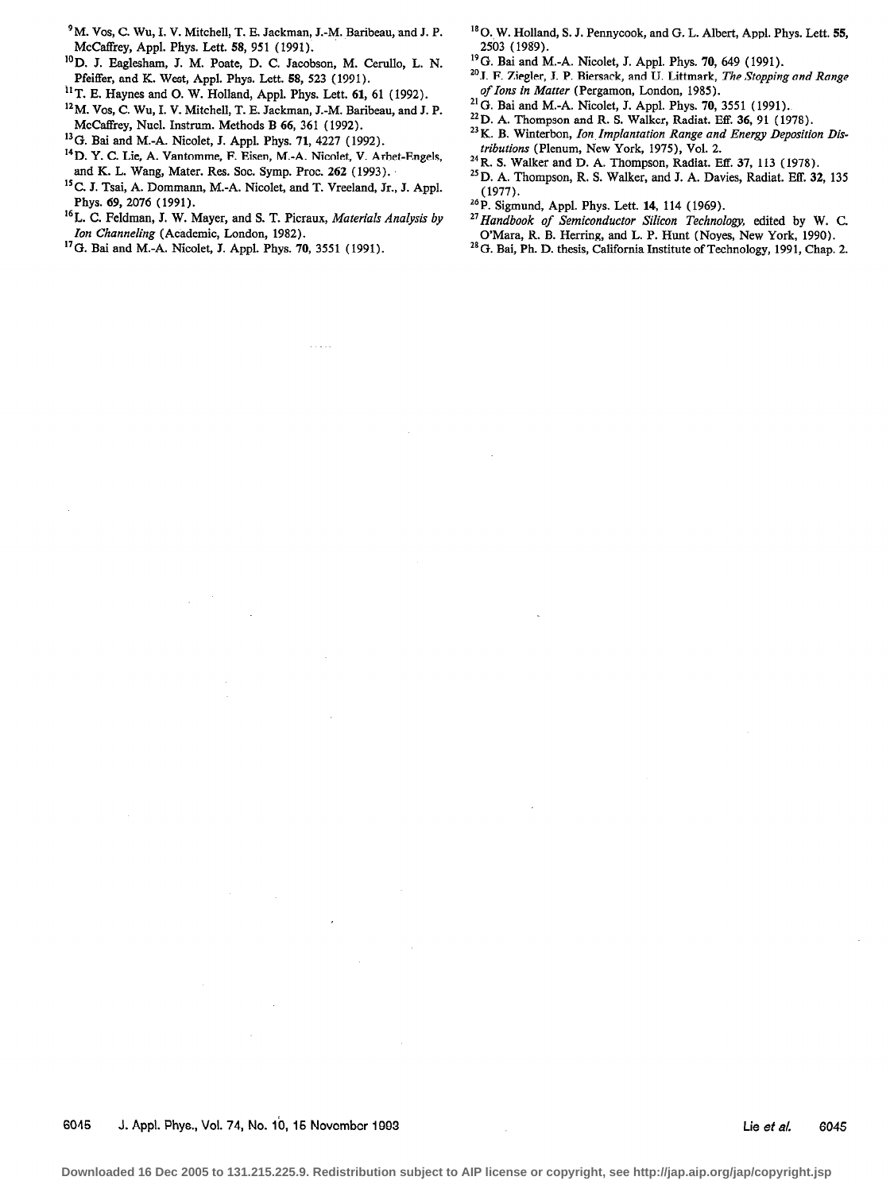[9] M. Vos, C. Wu, I. V. Mitchell, T. E. Jackman, J.-M. Baribeau, and J. P. McCaffrey, Appl. Phys. Lett. **58**, 951 (1991).

[10] D. J. Eaglesham, J. M. Poate, D. C. Jacobson, M. Cerullo, L. N. Pfeiffer, and K. West, Appl. Phys. Lett. **58**, 523 (1991).

[11] T. E. Haynes and O. W. Holland, Appl. Phys. Lett. **61**, 61 (1992).

[12] M. Vos, C. Wu, I. V. Mitchell, T. E. Jackman, J.-M. Baribeau, and J. P. McCaffrey, Nucl. Instrum. Methods B **66**, 361 (1992).

[13] G. Bai and M.-A. Nicolet, J. Appl. Phys. **71**, 4227 (1992).

[14] D. Y. C. Lie, A. Vantomme, F. Eisen, M.-A. Nicolet, V. Arbet-Engels, and K. L. Wang, Mater. Res. Soc. Symp. Proc. **262** (1993).

[15] C. J. Tsai, A. Dommann, M.-A. Nicolet, and T. Vreeland, Jr., J. Appl. Phys. **69**, 2076 (1991).

[16] L. C. Feldman, J. W. Mayer, and S. T. Picraux, *Materials Analysis by Ion Channeling* (Academic, London, 1982).

[17] G. Bai and M.-A. Nicolet, J. Appl. Phys. **70**, 3551 (1991).

[18] O. W. Holland, S. J. Pennycook, and G. L. Albert, Appl. Phys. Lett. **55**, 2503 (1989).

[19] G. Bai and M.-A. Nicolet, J. Appl. Phys. **70**, 649 (1991).

[20] J. F. Ziegler, J. P. Biersack, and U. Littmark, *The Stopping and Range of Ions in Matter* (Pergamon, London, 1985).

[21] G. Bai and M.-A. Nicolet, J. Appl. Phys. **70**, 3551 (1991).

[22] D. A. Thompson and R. S. Walker, Radiat. Eff. **36**, 91 (1978).

[23] K. B. Winterbon, *Ion Implantation Range and Energy Deposition Distributions* (Plenum, New York, 1975), Vol. 2.

[24] R. S. Walker and D. A. Thompson, Radiat. Eff. **37**, 113 (1978).

[25] D. A. Thompson, R. S. Walker, and J. A. Davies, Radiat. Eff. **32**, 135 (1977).

[26] P. Sigmund, Appl. Phys. Lett. **14**, 114 (1969).

[27] *Handbook of Semiconductor Silicon Technology*, edited by W. C. O'Mara, R. B. Herring, and L. P. Hunt (Noyes, New York, 1990).

[28] G. Bai, Ph. D. thesis, California Institute of Technology, 1991, Chap. 2.